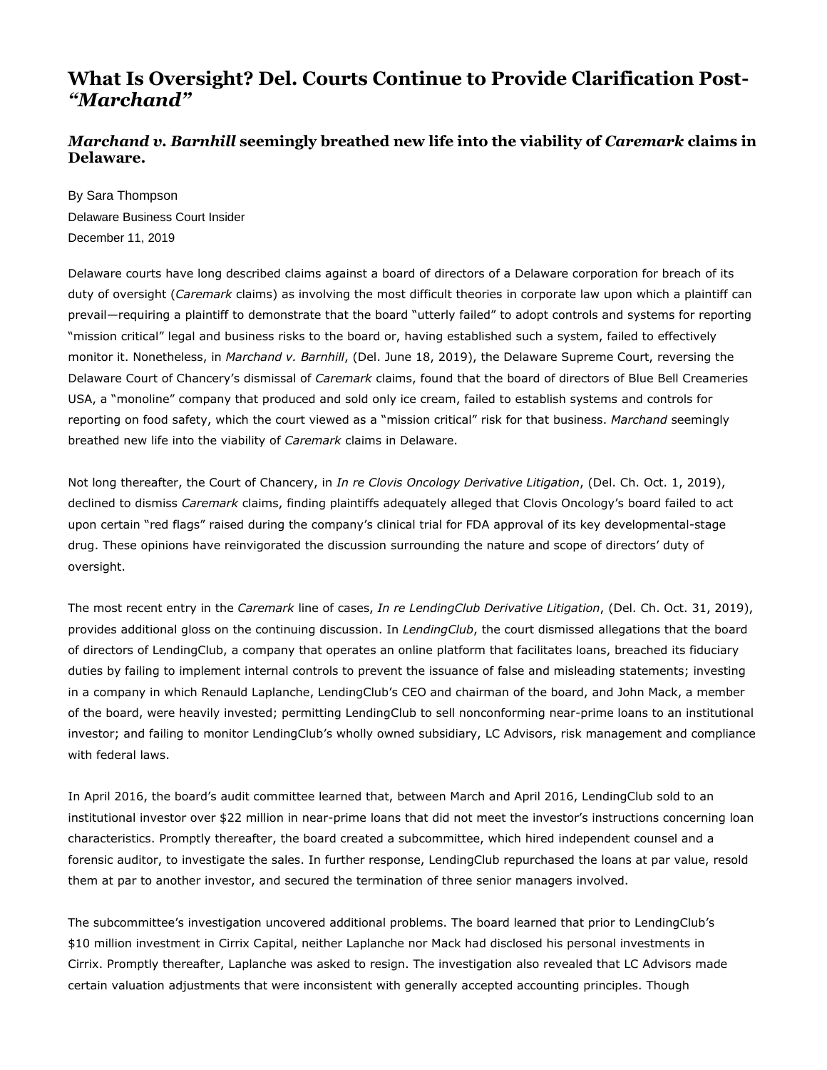# What Is Oversight? Del. Courts Continue to Provide Clarification Post-*"Marchand"*

## *Marchand v. Barnhill* seemingly breathed new life into the viability of *Caremark* claims in Delaware.

By Sara Thompson

Delaware Business Court Insider

December 11, 2019

Delaware courts have long described claims against a board of directors of a Delaware corporation for breach of its duty of oversight (*Caremark* claims) as involving the most difficult theories in corporate law upon which a plaintiff can prevail—requiring a plaintiff to demonstrate that the board "utterly failed" to adopt controls and systems for reporting "mission critical" legal and business risks to the board or, having established such a system, failed to effectively monitor it. Nonetheless, in *Marchand v. Barnhill*, (Del. June 18, 2019), the Delaware Supreme Court, reversing the Delaware Court of Chancery's dismissal of *Caremark* claims, found that the board of directors of Blue Bell Creameries USA, a "monoline" company that produced and sold only ice cream, failed to establish systems and controls for reporting on food safety, which the court viewed as a "mission critical" risk for that business. *Marchand* seemingly breathed new life into the viability of *Caremark* claims in Delaware.

Not long thereafter, the Court of Chancery, in *In re Clovis Oncology Derivative Litigation*, (Del. Ch. Oct. 1, 2019), declined to dismiss *Caremark* claims, finding plaintiffs adequately alleged that Clovis Oncology's board failed to act upon certain "red flags" raised during the company's clinical trial for FDA approval of its key developmental-stage drug. These opinions have reinvigorated the discussion surrounding the nature and scope of directors' duty of oversight.

The most recent entry in the *Caremark* line of cases, *In re LendingClub Derivative Litigation*, (Del. Ch. Oct. 31, 2019), provides additional gloss on the continuing discussion. In *LendingClub*, the court dismissed allegations that the board of directors of LendingClub, a company that operates an online platform that facilitates loans, breached its fiduciary duties by failing to implement internal controls to prevent the issuance of false and misleading statements; investing in a company in which Renauld Laplanche, LendingClub's CEO and chairman of the board, and John Mack, a member of the board, were heavily invested; permitting LendingClub to sell nonconforming near-prime loans to an institutional investor; and failing to monitor LendingClub's wholly owned subsidiary, LC Advisors, risk management and compliance with federal laws.

In April 2016, the board's audit committee learned that, between March and April 2016, LendingClub sold to an institutional investor over $22 million in near-prime loans that did not meet the investor's instructions concerning loan characteristics. Promptly thereafter, the board created a subcommittee, which hired independent counsel and a forensic auditor, to investigate the sales. In further response, LendingClub repurchased the loans at par value, resold them at par to another investor, and secured the termination of three senior managers involved.

The subcommittee's investigation uncovered additional problems. The board learned that prior to LendingClub's $10 million investment in Cirrix Capital, neither Laplanche nor Mack had disclosed his personal investments in Cirrix. Promptly thereafter, Laplanche was asked to resign. The investigation also revealed that LC Advisors made certain valuation adjustments that were inconsistent with generally accepted accounting principles. Though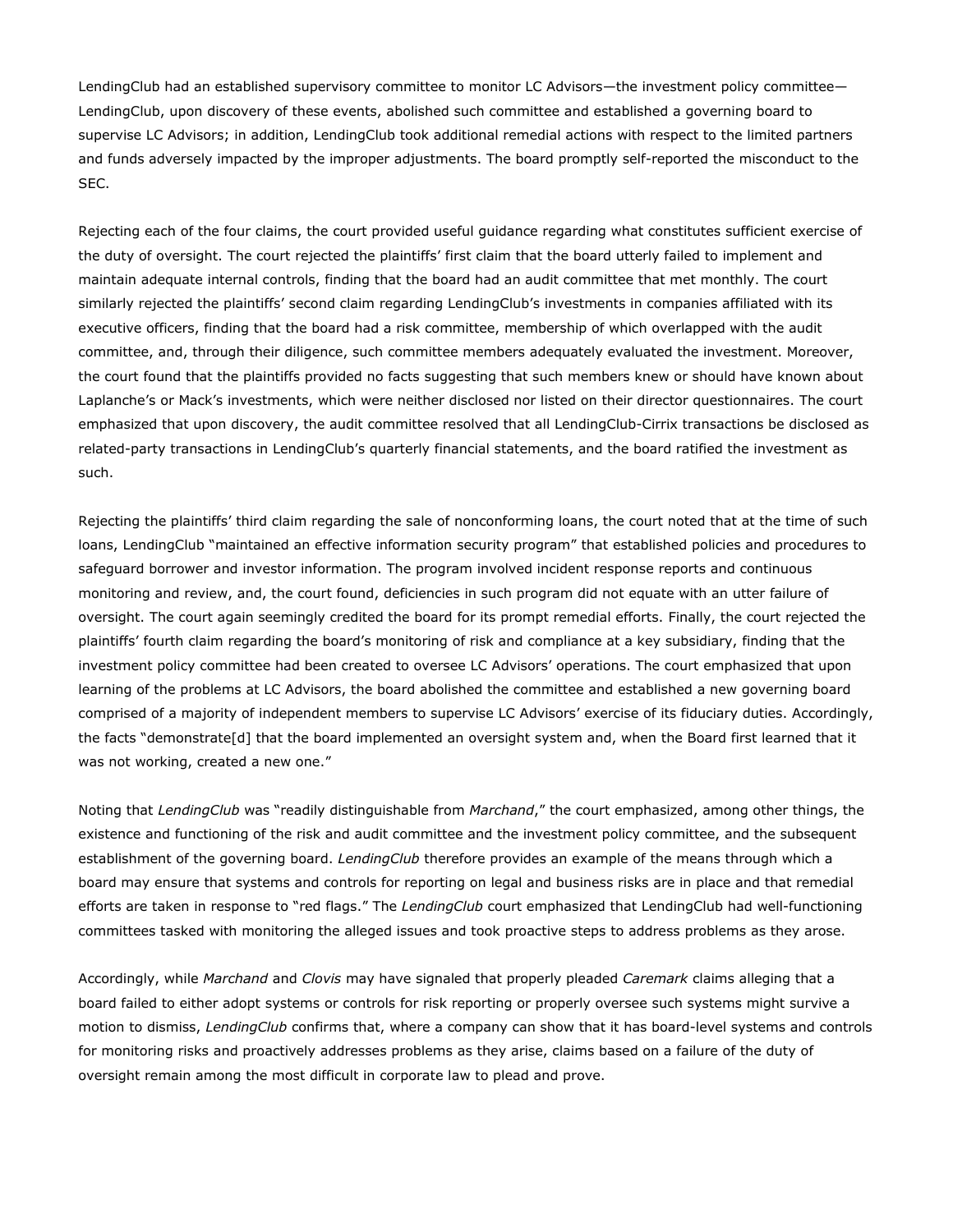LendingClub had an established supervisory committee to monitor LC Advisors—the investment policy committee—LendingClub, upon discovery of these events, abolished such committee and established a governing board to supervise LC Advisors; in addition, LendingClub took additional remedial actions with respect to the limited partners and funds adversely impacted by the improper adjustments. The board promptly self-reported the misconduct to the SEC.

Rejecting each of the four claims, the court provided useful guidance regarding what constitutes sufficient exercise of the duty of oversight. The court rejected the plaintiffs' first claim that the board utterly failed to implement and maintain adequate internal controls, finding that the board had an audit committee that met monthly. The court similarly rejected the plaintiffs' second claim regarding LendingClub's investments in companies affiliated with its executive officers, finding that the board had a risk committee, membership of which overlapped with the audit committee, and, through their diligence, such committee members adequately evaluated the investment. Moreover, the court found that the plaintiffs provided no facts suggesting that such members knew or should have known about Laplanche's or Mack's investments, which were neither disclosed nor listed on their director questionnaires. The court emphasized that upon discovery, the audit committee resolved that all LendingClub-Cirrix transactions be disclosed as related-party transactions in LendingClub's quarterly financial statements, and the board ratified the investment as such.

Rejecting the plaintiffs' third claim regarding the sale of nonconforming loans, the court noted that at the time of such loans, LendingClub "maintained an effective information security program" that established policies and procedures to safeguard borrower and investor information. The program involved incident response reports and continuous monitoring and review, and, the court found, deficiencies in such program did not equate with an utter failure of oversight. The court again seemingly credited the board for its prompt remedial efforts. Finally, the court rejected the plaintiffs' fourth claim regarding the board's monitoring of risk and compliance at a key subsidiary, finding that the investment policy committee had been created to oversee LC Advisors' operations. The court emphasized that upon learning of the problems at LC Advisors, the board abolished the committee and established a new governing board comprised of a majority of independent members to supervise LC Advisors' exercise of its fiduciary duties. Accordingly, the facts "demonstrate[d] that the board implemented an oversight system and, when the Board first learned that it was not working, created a new one."

Noting that *LendingClub* was "readily distinguishable from *Marchand*," the court emphasized, among other things, the existence and functioning of the risk and audit committee and the investment policy committee, and the subsequent establishment of the governing board. *LendingClub* therefore provides an example of the means through which a board may ensure that systems and controls for reporting on legal and business risks are in place and that remedial efforts are taken in response to "red flags." The *LendingClub* court emphasized that LendingClub had well-functioning committees tasked with monitoring the alleged issues and took proactive steps to address problems as they arose.

Accordingly, while *Marchand* and *Clovis* may have signaled that properly pleaded *Caremark* claims alleging that a board failed to either adopt systems or controls for risk reporting or properly oversee such systems might survive a motion to dismiss, *LendingClub* confirms that, where a company can show that it has board-level systems and controls for monitoring risks and proactively addresses problems as they arise, claims based on a failure of the duty of oversight remain among the most difficult in corporate law to plead and prove.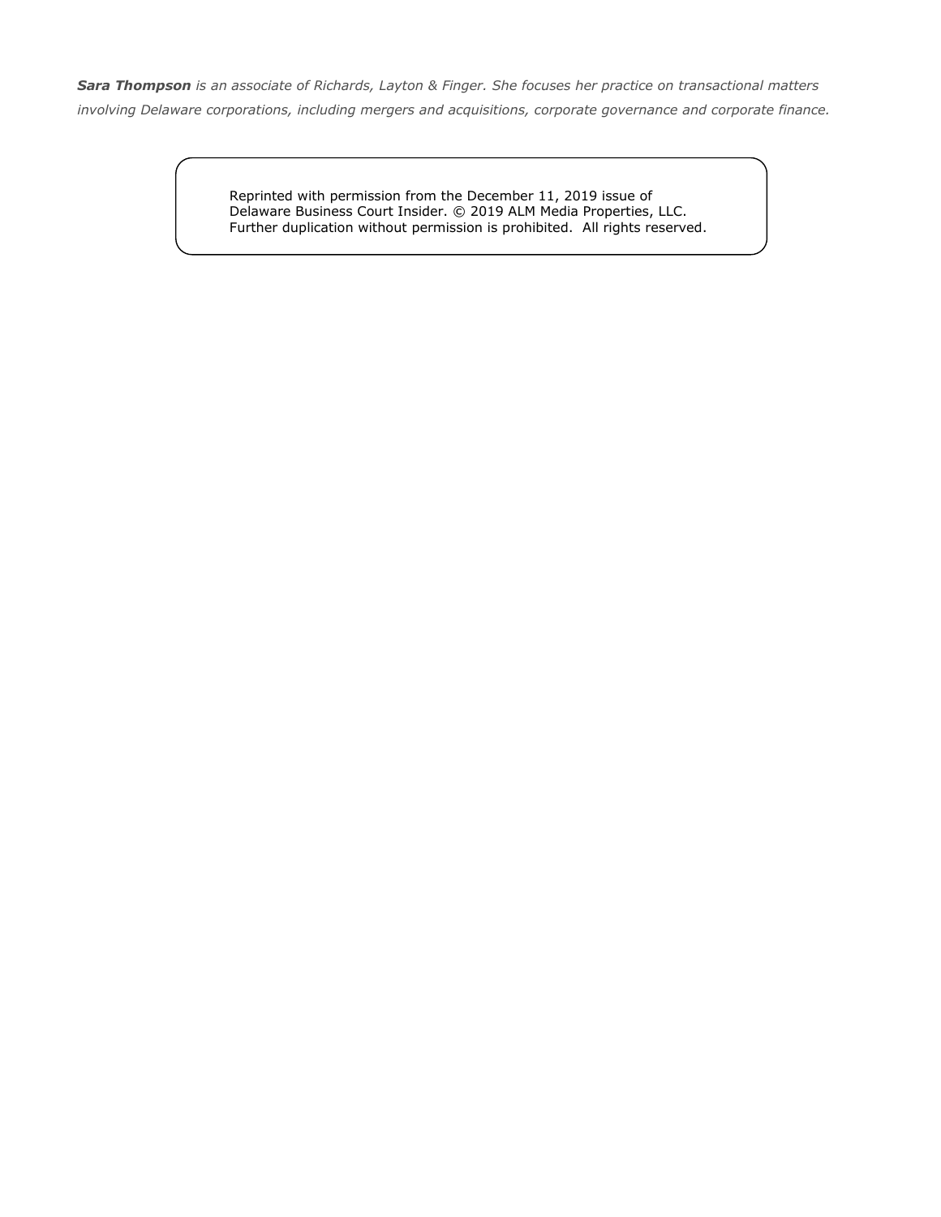***Sara Thompson*** *is an associate of Richards, Layton & Finger. She focuses her practice on transactional matters involving Delaware corporations, including mergers and acquisitions, corporate governance and corporate finance.*

Reprinted with permission from the December 11, 2019 issue of Delaware Business Court Insider. © 2019 ALM Media Properties, LLC. Further duplication without permission is prohibited. All rights reserved.